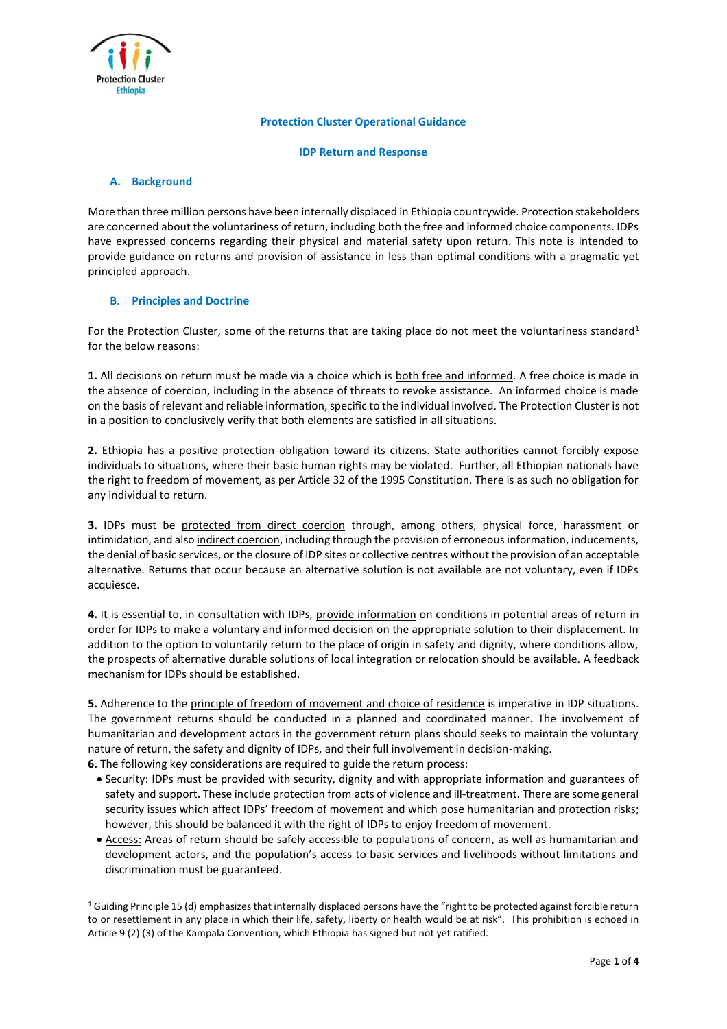Protection Cluster
Ethiopia

## Protection Cluster Operational Guidance

## IDP Return and Response

### A. Background

More than three million persons have been internally displaced in Ethiopia countrywide. Protection stakeholders are concerned about the voluntariness of return, including both the free and informed choice components. IDPs have expressed concerns regarding their physical and material safety upon return. This note is intended to provide guidance on returns and provision of assistance in less than optimal conditions with a pragmatic yet principled approach.

### B. Principles and Doctrine

For the Protection Cluster, some of the returns that are taking place do not meet the voluntariness standard[1] for the below reasons:

**1.** All decisions on return must be made via a choice which is both free and informed. A free choice is made in the absence of coercion, including in the absence of threats to revoke assistance. An informed choice is made on the basis of relevant and reliable information, specific to the individual involved. The Protection Cluster is not in a position to conclusively verify that both elements are satisfied in all situations.

**2.** Ethiopia has a positive protection obligation toward its citizens. State authorities cannot forcibly expose individuals to situations, where their basic human rights may be violated. Further, all Ethiopian nationals have the right to freedom of movement, as per Article 32 of the 1995 Constitution. There is as such no obligation for any individual to return.

**3.** IDPs must be protected from direct coercion through, among others, physical force, harassment or intimidation, and also indirect coercion, including through the provision of erroneous information, inducements, the denial of basic services, or the closure of IDP sites or collective centres without the provision of an acceptable alternative. Returns that occur because an alternative solution is not available are not voluntary, even if IDPs acquiesce.

**4.** It is essential to, in consultation with IDPs, provide information on conditions in potential areas of return in order for IDPs to make a voluntary and informed decision on the appropriate solution to their displacement. In addition to the option to voluntarily return to the place of origin in safety and dignity, where conditions allow, the prospects of alternative durable solutions of local integration or relocation should be available. A feedback mechanism for IDPs should be established.

**5.** Adherence to the principle of freedom of movement and choice of residence is imperative in IDP situations. The government returns should be conducted in a planned and coordinated manner. The involvement of humanitarian and development actors in the government return plans should seeks to maintain the voluntary nature of return, the safety and dignity of IDPs, and their full involvement in decision-making.

**6.** The following key considerations are required to guide the return process:

- Security: IDPs must be provided with security, dignity and with appropriate information and guarantees of safety and support. These include protection from acts of violence and ill-treatment. There are some general security issues which affect IDPs' freedom of movement and which pose humanitarian and protection risks; however, this should be balanced it with the right of IDPs to enjoy freedom of movement.
- Access: Areas of return should be safely accessible to populations of concern, as well as humanitarian and development actors, and the population's access to basic services and livelihoods without limitations and discrimination must be guaranteed.

---

[1] Guiding Principle 15 (d) emphasizes that internally displaced persons have the "right to be protected against forcible return to or resettlement in any place in which their life, safety, liberty or health would be at risk". This prohibition is echoed in Article 9 (2) (3) of the Kampala Convention, which Ethiopia has signed but not yet ratified.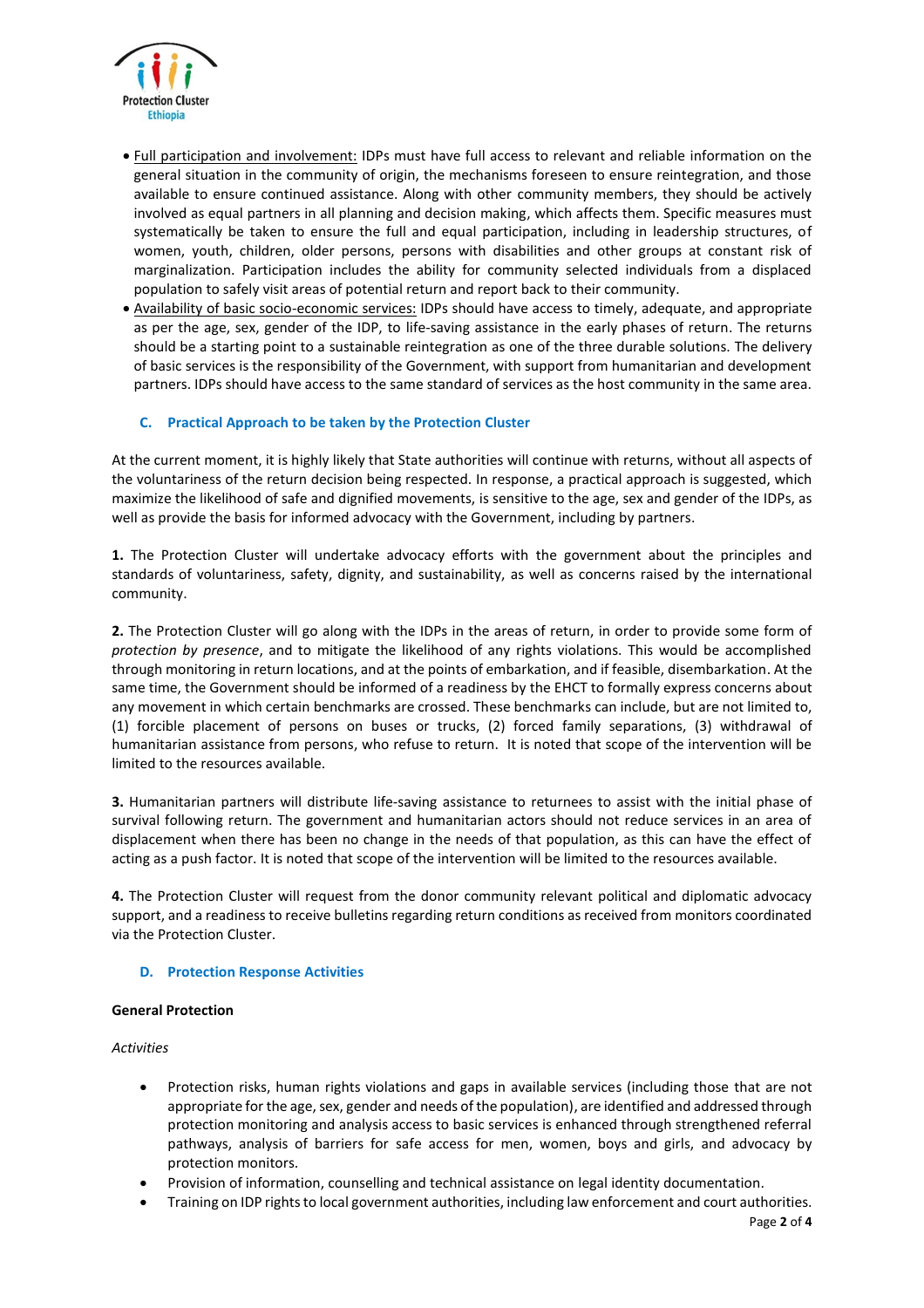- Full participation and involvement: IDPs must have full access to relevant and reliable information on the general situation in the community of origin, the mechanisms foreseen to ensure reintegration, and those available to ensure continued assistance. Along with other community members, they should be actively involved as equal partners in all planning and decision making, which affects them. Specific measures must systematically be taken to ensure the full and equal participation, including in leadership structures, of women, youth, children, older persons, persons with disabilities and other groups at constant risk of marginalization. Participation includes the ability for community selected individuals from a displaced population to safely visit areas of potential return and report back to their community.
- Availability of basic socio-economic services: IDPs should have access to timely, adequate, and appropriate as per the age, sex, gender of the IDP, to life-saving assistance in the early phases of return. The returns should be a starting point to a sustainable reintegration as one of the three durable solutions. The delivery of basic services is the responsibility of the Government, with support from humanitarian and development partners. IDPs should have access to the same standard of services as the host community in the same area.

### C. Practical Approach to be taken by the Protection Cluster

At the current moment, it is highly likely that State authorities will continue with returns, without all aspects of the voluntariness of the return decision being respected. In response, a practical approach is suggested, which maximize the likelihood of safe and dignified movements, is sensitive to the age, sex and gender of the IDPs, as well as provide the basis for informed advocacy with the Government, including by partners.

**1.** The Protection Cluster will undertake advocacy efforts with the government about the principles and standards of voluntariness, safety, dignity, and sustainability, as well as concerns raised by the international community.

**2.** The Protection Cluster will go along with the IDPs in the areas of return, in order to provide some form of *protection by presence*, and to mitigate the likelihood of any rights violations. This would be accomplished through monitoring in return locations, and at the points of embarkation, and if feasible, disembarkation. At the same time, the Government should be informed of a readiness by the EHCT to formally express concerns about any movement in which certain benchmarks are crossed. These benchmarks can include, but are not limited to, (1) forcible placement of persons on buses or trucks, (2) forced family separations, (3) withdrawal of humanitarian assistance from persons, who refuse to return. It is noted that scope of the intervention will be limited to the resources available.

**3.** Humanitarian partners will distribute life-saving assistance to returnees to assist with the initial phase of survival following return. The government and humanitarian actors should not reduce services in an area of displacement when there has been no change in the needs of that population, as this can have the effect of acting as a push factor. It is noted that scope of the intervention will be limited to the resources available.

**4.** The Protection Cluster will request from the donor community relevant political and diplomatic advocacy support, and a readiness to receive bulletins regarding return conditions as received from monitors coordinated via the Protection Cluster.

### D. Protection Response Activities

**General Protection**

*Activities*

- Protection risks, human rights violations and gaps in available services (including those that are not appropriate for the age, sex, gender and needs of the population), are identified and addressed through protection monitoring and analysis access to basic services is enhanced through strengthened referral pathways, analysis of barriers for safe access for men, women, boys and girls, and advocacy by protection monitors.
- Provision of information, counselling and technical assistance on legal identity documentation.
- Training on IDP rights to local government authorities, including law enforcement and court authorities.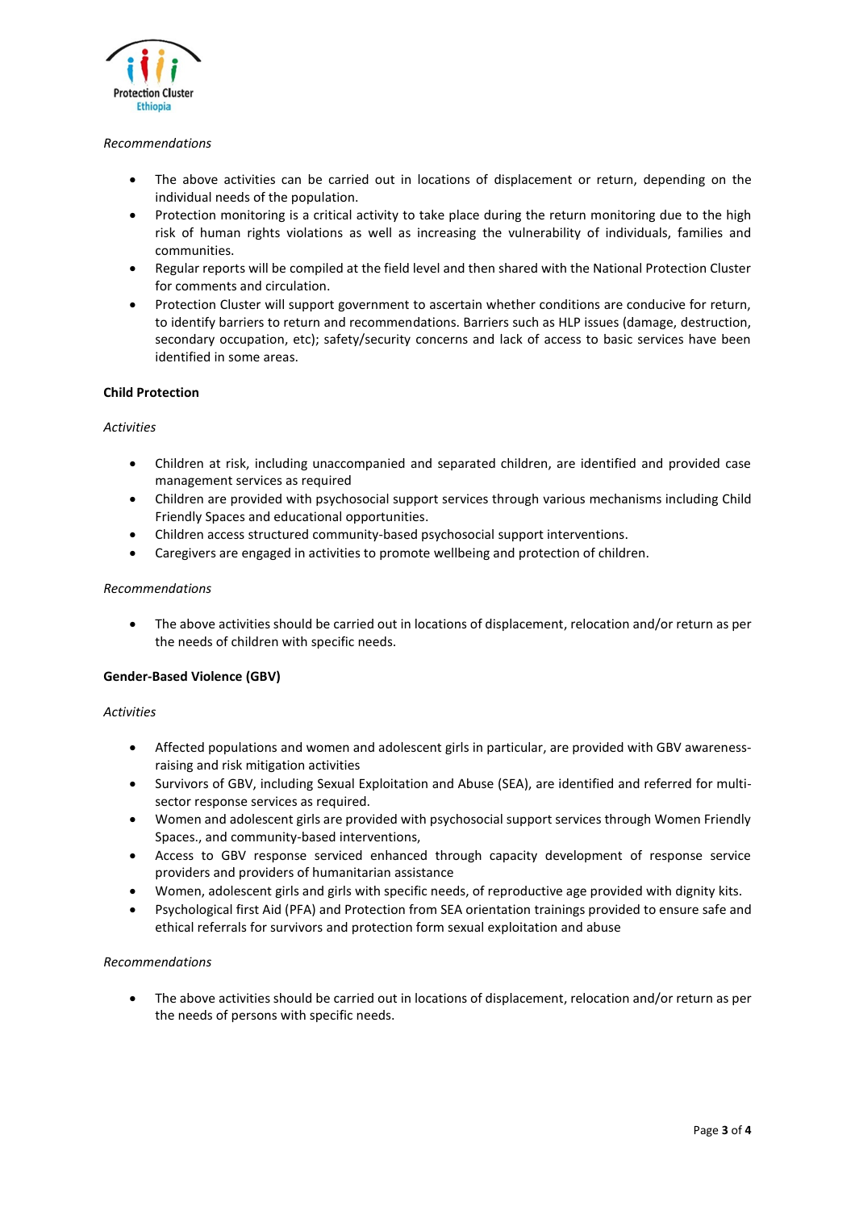*Recommendations*

- The above activities can be carried out in locations of displacement or return, depending on the individual needs of the population.
- Protection monitoring is a critical activity to take place during the return monitoring due to the high risk of human rights violations as well as increasing the vulnerability of individuals, families and communities.
- Regular reports will be compiled at the field level and then shared with the National Protection Cluster for comments and circulation.
- Protection Cluster will support government to ascertain whether conditions are conducive for return, to identify barriers to return and recommendations. Barriers such as HLP issues (damage, destruction, secondary occupation, etc); safety/security concerns and lack of access to basic services have been identified in some areas.

**Child Protection**

*Activities*

- Children at risk, including unaccompanied and separated children, are identified and provided case management services as required
- Children are provided with psychosocial support services through various mechanisms including Child Friendly Spaces and educational opportunities.
- Children access structured community-based psychosocial support interventions.
- Caregivers are engaged in activities to promote wellbeing and protection of children.

*Recommendations*

- The above activities should be carried out in locations of displacement, relocation and/or return as per the needs of children with specific needs.

**Gender-Based Violence (GBV)**

*Activities*

- Affected populations and women and adolescent girls in particular, are provided with GBV awareness-raising and risk mitigation activities
- Survivors of GBV, including Sexual Exploitation and Abuse (SEA), are identified and referred for multi-sector response services as required.
- Women and adolescent girls are provided with psychosocial support services through Women Friendly Spaces., and community-based interventions,
- Access to GBV response serviced enhanced through capacity development of response service providers and providers of humanitarian assistance
- Women, adolescent girls and girls with specific needs, of reproductive age provided with dignity kits.
- Psychological first Aid (PFA) and Protection from SEA orientation trainings provided to ensure safe and ethical referrals for survivors and protection form sexual exploitation and abuse

*Recommendations*

- The above activities should be carried out in locations of displacement, relocation and/or return as per the needs of persons with specific needs.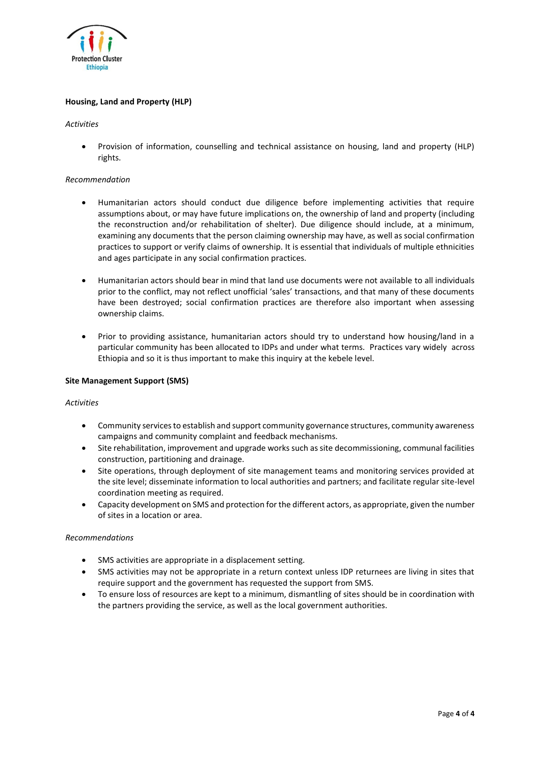**Housing, Land and Property (HLP)**

*Activities*

- Provision of information, counselling and technical assistance on housing, land and property (HLP) rights.

*Recommendation*

- Humanitarian actors should conduct due diligence before implementing activities that require assumptions about, or may have future implications on, the ownership of land and property (including the reconstruction and/or rehabilitation of shelter). Due diligence should include, at a minimum, examining any documents that the person claiming ownership may have, as well as social confirmation practices to support or verify claims of ownership. It is essential that individuals of multiple ethnicities and ages participate in any social confirmation practices.

- Humanitarian actors should bear in mind that land use documents were not available to all individuals prior to the conflict, may not reflect unofficial 'sales' transactions, and that many of these documents have been destroyed; social confirmation practices are therefore also important when assessing ownership claims.

- Prior to providing assistance, humanitarian actors should try to understand how housing/land in a particular community has been allocated to IDPs and under what terms. Practices vary widely across Ethiopia and so it is thus important to make this inquiry at the kebele level.

**Site Management Support (SMS)**

*Activities*

- Community services to establish and support community governance structures, community awareness campaigns and community complaint and feedback mechanisms.
- Site rehabilitation, improvement and upgrade works such as site decommissioning, communal facilities construction, partitioning and drainage.
- Site operations, through deployment of site management teams and monitoring services provided at the site level; disseminate information to local authorities and partners; and facilitate regular site-level coordination meeting as required.
- Capacity development on SMS and protection for the different actors, as appropriate, given the number of sites in a location or area.

*Recommendations*

- SMS activities are appropriate in a displacement setting.
- SMS activities may not be appropriate in a return context unless IDP returnees are living in sites that require support and the government has requested the support from SMS.
- To ensure loss of resources are kept to a minimum, dismantling of sites should be in coordination with the partners providing the service, as well as the local government authorities.